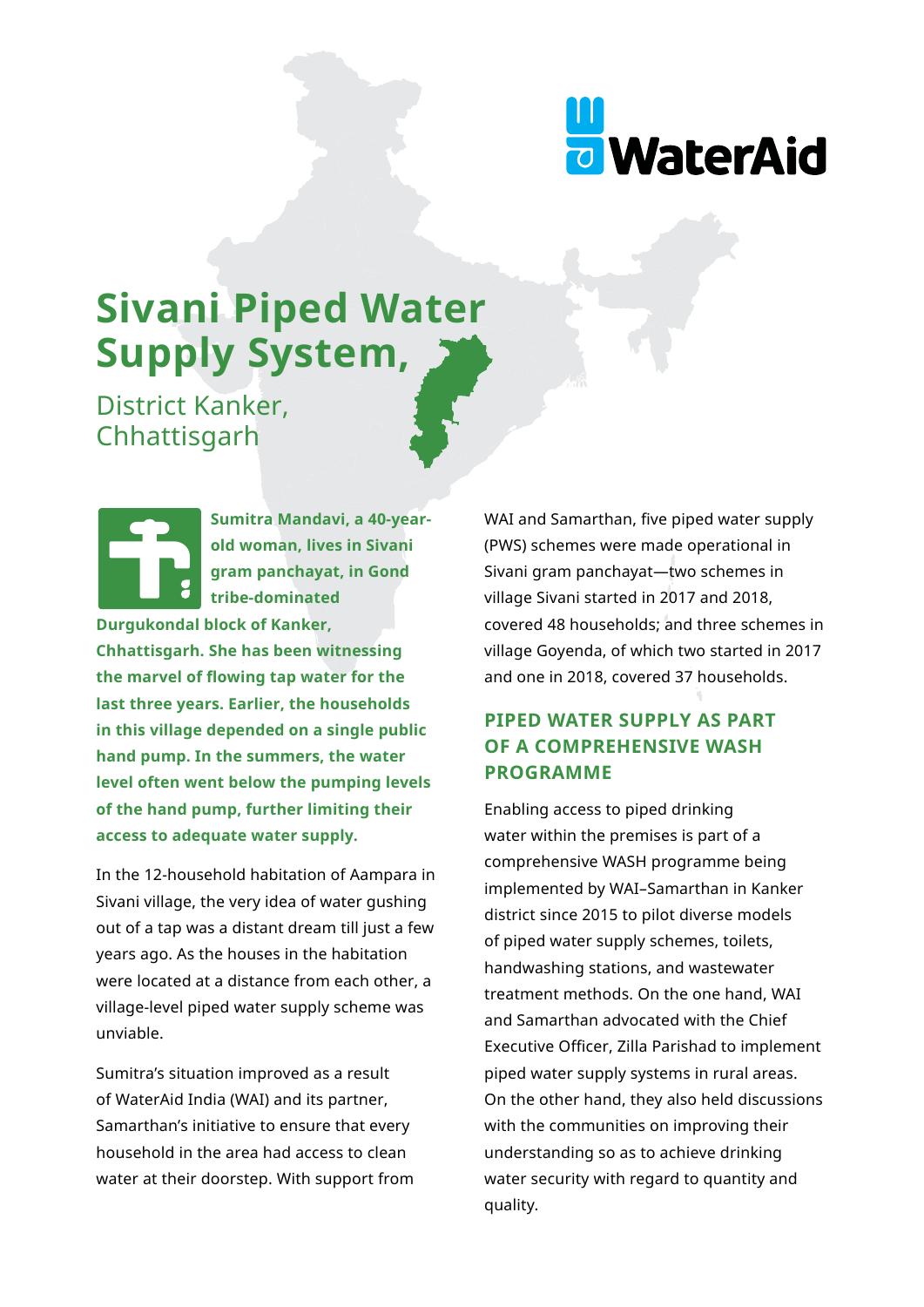# Sivani Piped Water Supply System,

## District Kanker, Chhattisgarh

**Sumitra Mandavi, a 40-year-old woman, lives in Sivani gram panchayat, in Gond tribe-dominated Durgukondal block of Kanker, Chhattisgarh. She has been witnessing the marvel of flowing tap water for the last three years. Earlier, the households in this village depended on a single public hand pump. In the summers, the water level often went below the pumping levels of the hand pump, further limiting their access to adequate water supply.**

In the 12-household habitation of Aampara in Sivani village, the very idea of water gushing out of a tap was a distant dream till just a few years ago. As the houses in the habitation were located at a distance from each other, a village-level piped water supply scheme was unviable.

Sumitra's situation improved as a result of WaterAid India (WAI) and its partner, Samarthan's initiative to ensure that every household in the area had access to clean water at their doorstep. With support from WAI and Samarthan, five piped water supply (PWS) schemes were made operational in Sivani gram panchayat—two schemes in village Sivani started in 2017 and 2018, covered 48 households; and three schemes in village Goyenda, of which two started in 2017 and one in 2018, covered 37 households.

### PIPED WATER SUPPLY AS PART OF A COMPREHENSIVE WASH PROGRAMME

Enabling access to piped drinking water within the premises is part of a comprehensive WASH programme being implemented by WAI–Samarthan in Kanker district since 2015 to pilot diverse models of piped water supply schemes, toilets, handwashing stations, and wastewater treatment methods. On the one hand, WAI and Samarthan advocated with the Chief Executive Officer, Zilla Parishad to implement piped water supply systems in rural areas. On the other hand, they also held discussions with the communities on improving their understanding so as to achieve drinking water security with regard to quantity and quality.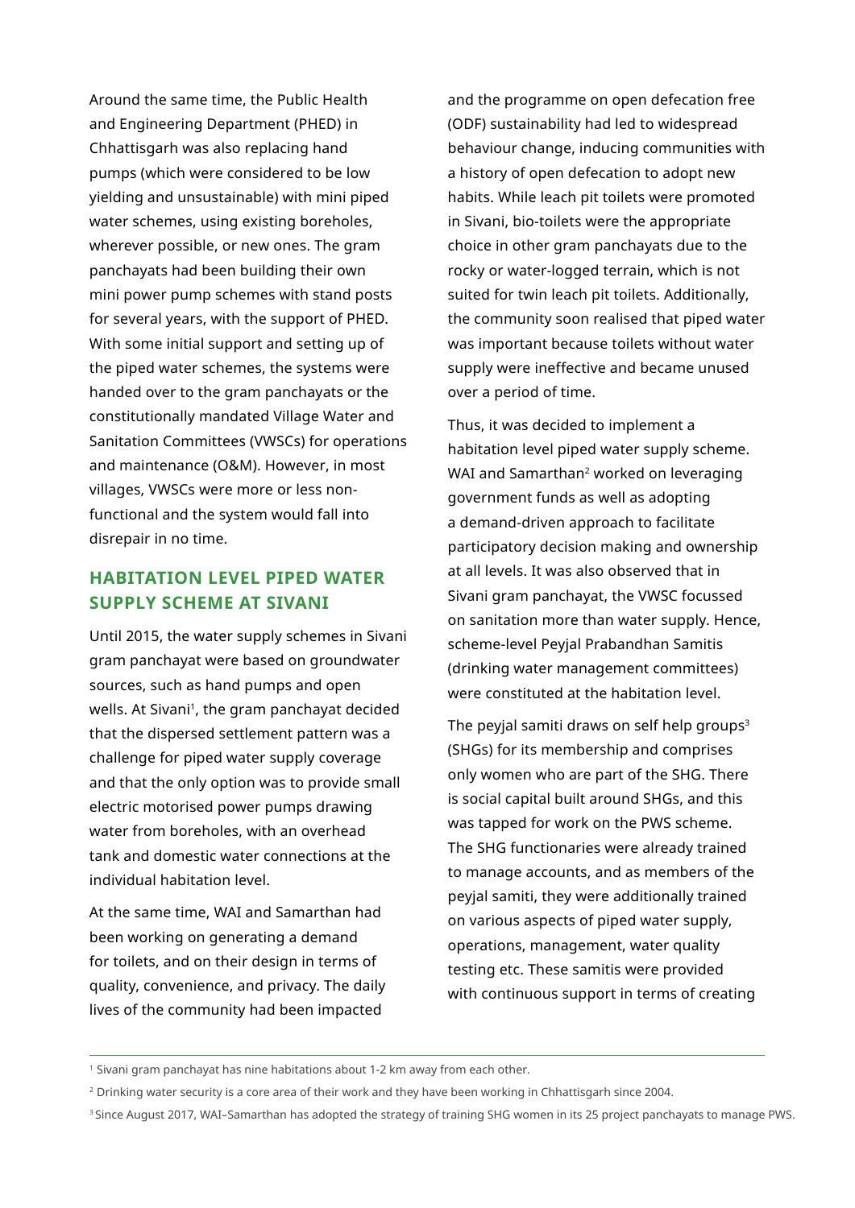Around the same time, the Public Health and Engineering Department (PHED) in Chhattisgarh was also replacing hand pumps (which were considered to be low yielding and unsustainable) with mini piped water schemes, using existing boreholes, wherever possible, or new ones. The gram panchayats had been building their own mini power pump schemes with stand posts for several years, with the support of PHED. With some initial support and setting up of the piped water schemes, the systems were handed over to the gram panchayats or the constitutionally mandated Village Water and Sanitation Committees (VWSCs) for operations and maintenance (O&M). However, in most villages, VWSCs were more or less non-functional and the system would fall into disrepair in no time.

## HABITATION LEVEL PIPED WATER SUPPLY SCHEME AT SIVANI

Until 2015, the water supply schemes in Sivani gram panchayat were based on groundwater sources, such as hand pumps and open wells. At Sivani[1], the gram panchayat decided that the dispersed settlement pattern was a challenge for piped water supply coverage and that the only option was to provide small electric motorised power pumps drawing water from boreholes, with an overhead tank and domestic water connections at the individual habitation level.

At the same time, WAI and Samarthan had been working on generating a demand for toilets, and on their design in terms of quality, convenience, and privacy. The daily lives of the community had been impacted and the programme on open defecation free (ODF) sustainability had led to widespread behaviour change, inducing communities with a history of open defecation to adopt new habits. While leach pit toilets were promoted in Sivani, bio-toilets were the appropriate choice in other gram panchayats due to the rocky or water-logged terrain, which is not suited for twin leach pit toilets. Additionally, the community soon realised that piped water was important because toilets without water supply were ineffective and became unused over a period of time.

Thus, it was decided to implement a habitation level piped water supply scheme. WAI and Samarthan[2] worked on leveraging government funds as well as adopting a demand-driven approach to facilitate participatory decision making and ownership at all levels. It was also observed that in Sivani gram panchayat, the VWSC focussed on sanitation more than water supply. Hence, scheme-level Peyjal Prabandhan Samitis (drinking water management committees) were constituted at the habitation level.

The peyjal samiti draws on self help groups[3] (SHGs) for its membership and comprises only women who are part of the SHG. There is social capital built around SHGs, and this was tapped for work on the PWS scheme. The SHG functionaries were already trained to manage accounts, and as members of the peyjal samiti, they were additionally trained on various aspects of piped water supply, operations, management, water quality testing etc. These samitis were provided with continuous support in terms of creating

---

[1] Sivani gram panchayat has nine habitations about 1-2 km away from each other.

[2] Drinking water security is a core area of their work and they have been working in Chhattisgarh since 2004.

[3] Since August 2017, WAI–Samarthan has adopted the strategy of training SHG women in its 25 project panchayats to manage PWS.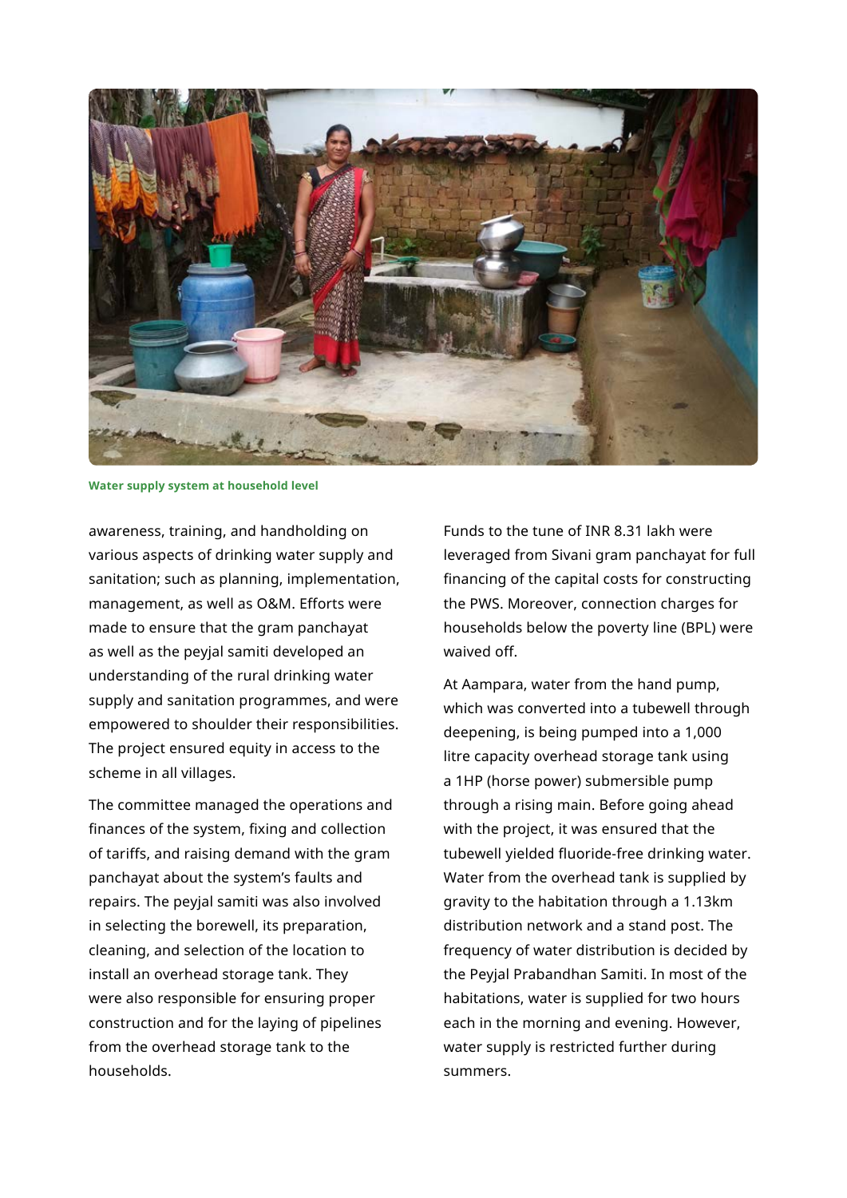Water supply system at household level

awareness, training, and handholding on various aspects of drinking water supply and sanitation; such as planning, implementation, management, as well as O&M. Efforts were made to ensure that the gram panchayat as well as the peyjal samiti developed an understanding of the rural drinking water supply and sanitation programmes, and were empowered to shoulder their responsibilities. The project ensured equity in access to the scheme in all villages.

The committee managed the operations and finances of the system, fixing and collection of tariffs, and raising demand with the gram panchayat about the system's faults and repairs. The peyjal samiti was also involved in selecting the borewell, its preparation, cleaning, and selection of the location to install an overhead storage tank. They were also responsible for ensuring proper construction and for the laying of pipelines from the overhead storage tank to the households.

Funds to the tune of INR 8.31 lakh were leveraged from Sivani gram panchayat for full financing of the capital costs for constructing the PWS. Moreover, connection charges for households below the poverty line (BPL) were waived off.

At Aampara, water from the hand pump, which was converted into a tubewell through deepening, is being pumped into a 1,000 litre capacity overhead storage tank using a 1HP (horse power) submersible pump through a rising main. Before going ahead with the project, it was ensured that the tubewell yielded fluoride-free drinking water. Water from the overhead tank is supplied by gravity to the habitation through a 1.13km distribution network and a stand post. The frequency of water distribution is decided by the Peyjal Prabandhan Samiti. In most of the habitations, water is supplied for two hours each in the morning and evening. However, water supply is restricted further during summers.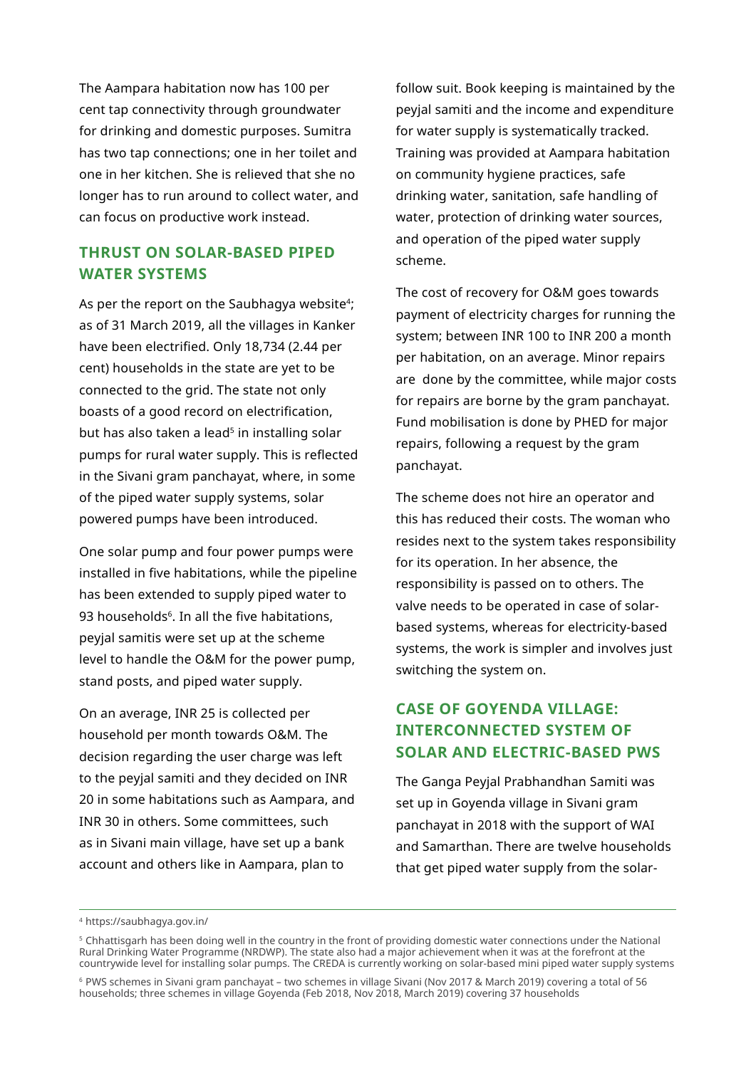The Aampara habitation now has 100 per cent tap connectivity through groundwater for drinking and domestic purposes. Sumitra has two tap connections; one in her toilet and one in her kitchen. She is relieved that she no longer has to run around to collect water, and can focus on productive work instead.

## THRUST ON SOLAR-BASED PIPED WATER SYSTEMS

As per the report on the Saubhagya website[4]; as of 31 March 2019, all the villages in Kanker have been electrified. Only 18,734 (2.44 per cent) households in the state are yet to be connected to the grid. The state not only boasts of a good record on electrification, but has also taken a lead[5] in installing solar pumps for rural water supply. This is reflected in the Sivani gram panchayat, where, in some of the piped water supply systems, solar powered pumps have been introduced.

One solar pump and four power pumps were installed in five habitations, while the pipeline has been extended to supply piped water to 93 households[6]. In all the five habitations, peyjal samitis were set up at the scheme level to handle the O&M for the power pump, stand posts, and piped water supply.

On an average, INR 25 is collected per household per month towards O&M. The decision regarding the user charge was left to the peyjal samiti and they decided on INR 20 in some habitations such as Aampara, and INR 30 in others. Some committees, such as in Sivani main village, have set up a bank account and others like in Aampara, plan to follow suit. Book keeping is maintained by the peyjal samiti and the income and expenditure for water supply is systematically tracked. Training was provided at Aampara habitation on community hygiene practices, safe drinking water, sanitation, safe handling of water, protection of drinking water sources, and operation of the piped water supply scheme.

The cost of recovery for O&M goes towards payment of electricity charges for running the system; between INR 100 to INR 200 a month per habitation, on an average. Minor repairs are done by the committee, while major costs for repairs are borne by the gram panchayat. Fund mobilisation is done by PHED for major repairs, following a request by the gram panchayat.

The scheme does not hire an operator and this has reduced their costs. The woman who resides next to the system takes responsibility for its operation. In her absence, the responsibility is passed on to others. The valve needs to be operated in case of solar-based systems, whereas for electricity-based systems, the work is simpler and involves just switching the system on.

## CASE OF GOYENDA VILLAGE: INTERCONNECTED SYSTEM OF SOLAR AND ELECTRIC-BASED PWS

The Ganga Peyjal Prabhandhan Samiti was set up in Goyenda village in Sivani gram panchayat in 2018 with the support of WAI and Samarthan. There are twelve households that get piped water supply from the solar-

---

[4] https://saubhagya.gov.in/

[5] Chhattisgarh has been doing well in the country in the front of providing domestic water connections under the National Rural Drinking Water Programme (NRDWP). The state also had a major achievement when it was at the forefront at the countrywide level for installing solar pumps. The CREDA is currently working on solar-based mini piped water supply systems

[6] PWS schemes in Sivani gram panchayat – two schemes in village Sivani (Nov 2017 & March 2019) covering a total of 56 households; three schemes in village Goyenda (Feb 2018, Nov 2018, March 2019) covering 37 households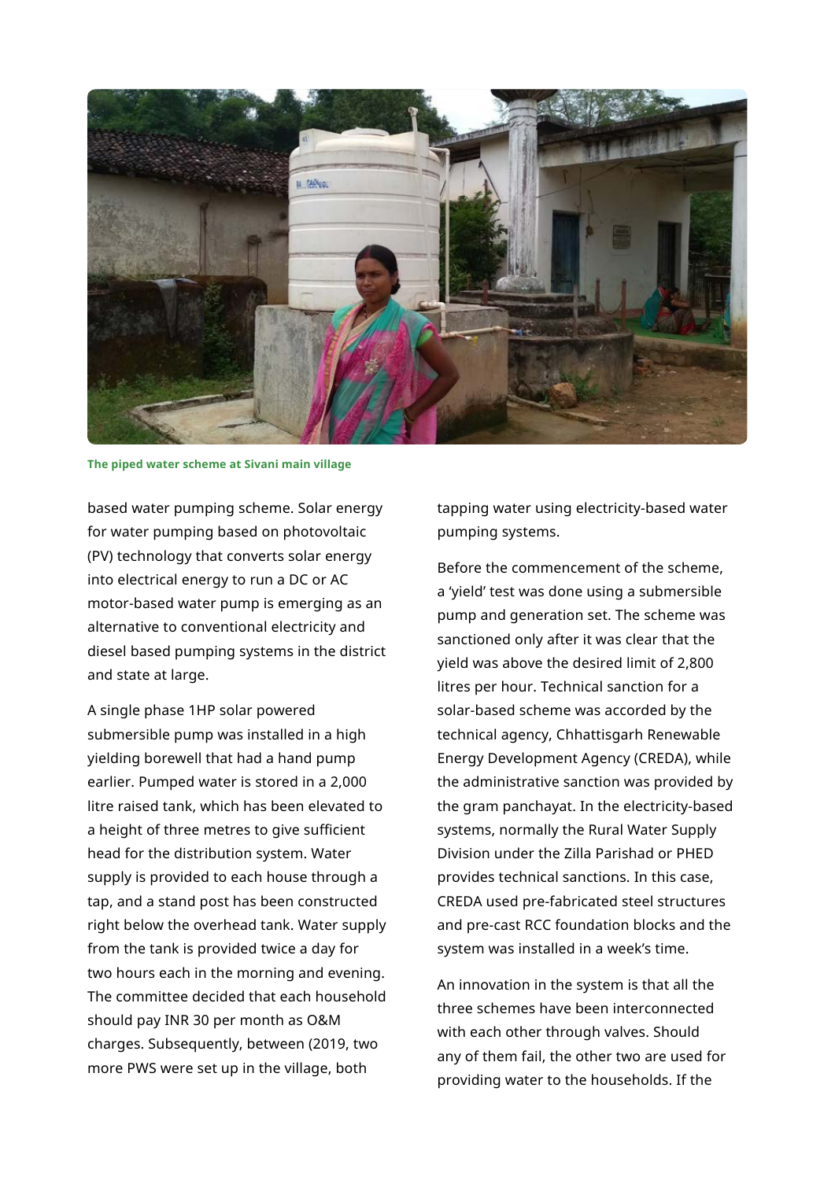The piped water scheme at Sivani main village

based water pumping scheme. Solar energy for water pumping based on photovoltaic (PV) technology that converts solar energy into electrical energy to run a DC or AC motor-based water pump is emerging as an alternative to conventional electricity and diesel based pumping systems in the district and state at large.

A single phase 1HP solar powered submersible pump was installed in a high yielding borewell that had a hand pump earlier. Pumped water is stored in a 2,000 litre raised tank, which has been elevated to a height of three metres to give sufficient head for the distribution system. Water supply is provided to each house through a tap, and a stand post has been constructed right below the overhead tank. Water supply from the tank is provided twice a day for two hours each in the morning and evening. The committee decided that each household should pay INR 30 per month as O&M charges. Subsequently, between (2019, two more PWS were set up in the village, both tapping water using electricity-based water pumping systems.

Before the commencement of the scheme, a 'yield' test was done using a submersible pump and generation set. The scheme was sanctioned only after it was clear that the yield was above the desired limit of 2,800 litres per hour. Technical sanction for a solar-based scheme was accorded by the technical agency, Chhattisgarh Renewable Energy Development Agency (CREDA), while the administrative sanction was provided by the gram panchayat. In the electricity-based systems, normally the Rural Water Supply Division under the Zilla Parishad or PHED provides technical sanctions. In this case, CREDA used pre-fabricated steel structures and pre-cast RCC foundation blocks and the system was installed in a week's time.

An innovation in the system is that all the three schemes have been interconnected with each other through valves. Should any of them fail, the other two are used for providing water to the households. If the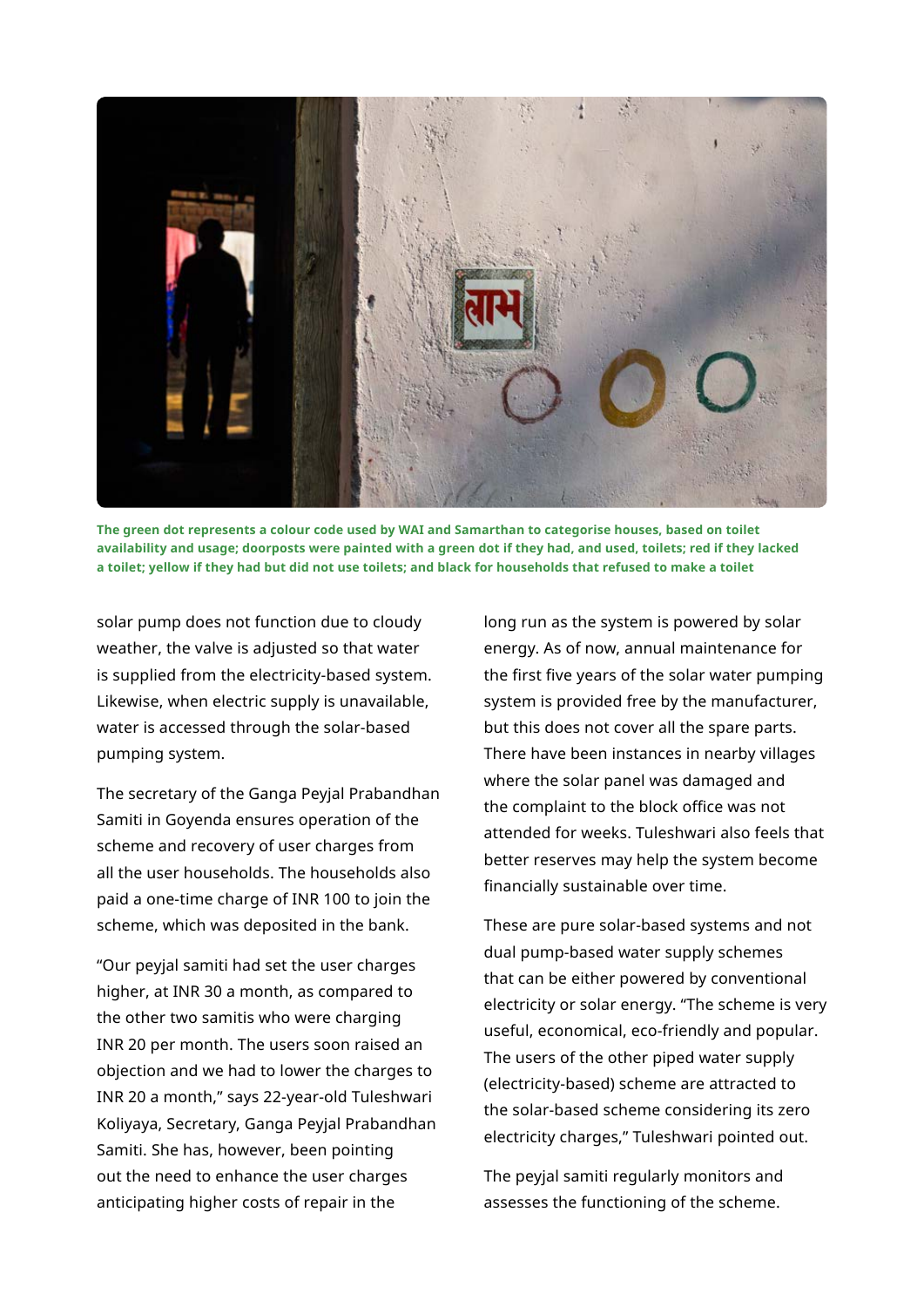**The green dot represents a colour code used by WAI and Samarthan to categorise houses, based on toilet availability and usage; doorposts were painted with a green dot if they had, and used, toilets; red if they lacked a toilet; yellow if they had but did not use toilets; and black for households that refused to make a toilet**

solar pump does not function due to cloudy weather, the valve is adjusted so that water is supplied from the electricity-based system. Likewise, when electric supply is unavailable, water is accessed through the solar-based pumping system.

The secretary of the Ganga Peyjal Prabandhan Samiti in Goyenda ensures operation of the scheme and recovery of user charges from all the user households. The households also paid a one-time charge of INR 100 to join the scheme, which was deposited in the bank.

"Our peyjal samiti had set the user charges higher, at INR 30 a month, as compared to the other two samitis who were charging INR 20 per month. The users soon raised an objection and we had to lower the charges to INR 20 a month," says 22-year-old Tuleshwari Koliyaya, Secretary, Ganga Peyjal Prabandhan Samiti. She has, however, been pointing out the need to enhance the user charges anticipating higher costs of repair in the long run as the system is powered by solar energy. As of now, annual maintenance for the first five years of the solar water pumping system is provided free by the manufacturer, but this does not cover all the spare parts. There have been instances in nearby villages where the solar panel was damaged and the complaint to the block office was not attended for weeks. Tuleshwari also feels that better reserves may help the system become financially sustainable over time.

These are pure solar-based systems and not dual pump-based water supply schemes that can be either powered by conventional electricity or solar energy. "The scheme is very useful, economical, eco-friendly and popular. The users of the other piped water supply (electricity-based) scheme are attracted to the solar-based scheme considering its zero electricity charges," Tuleshwari pointed out.

The peyjal samiti regularly monitors and assesses the functioning of the scheme.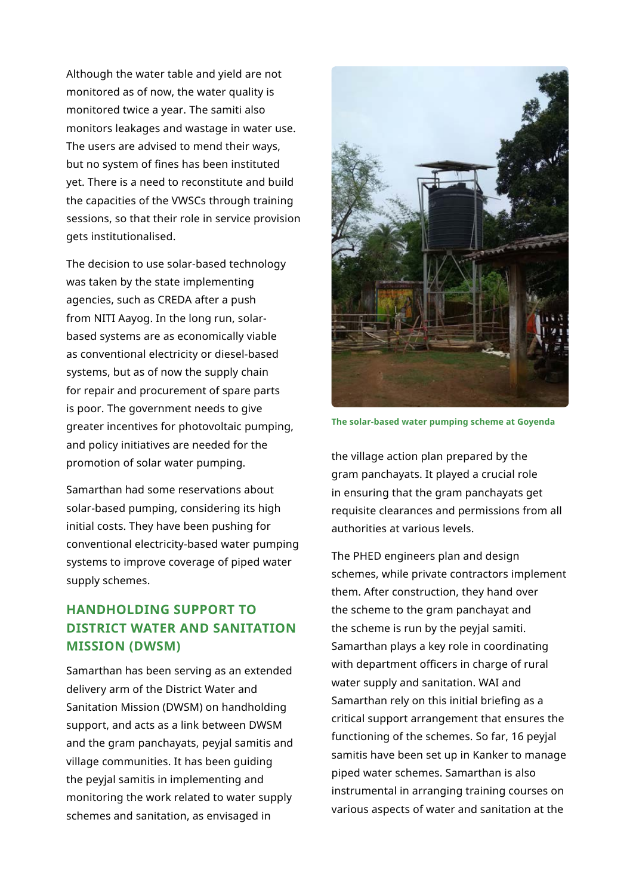Although the water table and yield are not monitored as of now, the water quality is monitored twice a year. The samiti also monitors leakages and wastage in water use. The users are advised to mend their ways, but no system of fines has been instituted yet. There is a need to reconstitute and build the capacities of the VWSCs through training sessions, so that their role in service provision gets institutionalised.

The decision to use solar-based technology was taken by the state implementing agencies, such as CREDA after a push from NITI Aayog. In the long run, solar-based systems are as economically viable as conventional electricity or diesel-based systems, but as of now the supply chain for repair and procurement of spare parts is poor. The government needs to give greater incentives for photovoltaic pumping, and policy initiatives are needed for the promotion of solar water pumping.

Samarthan had some reservations about solar-based pumping, considering its high initial costs. They have been pushing for conventional electricity-based water pumping systems to improve coverage of piped water supply schemes.

## HANDHOLDING SUPPORT TO DISTRICT WATER AND SANITATION MISSION (DWSM)

Samarthan has been serving as an extended delivery arm of the District Water and Sanitation Mission (DWSM) on handholding support, and acts as a link between DWSM and the gram panchayats, peyjal samitis and village communities. It has been guiding the peyjal samitis in implementing and monitoring the work related to water supply schemes and sanitation, as envisaged in the village action plan prepared by the gram panchayats. It played a crucial role in ensuring that the gram panchayats get requisite clearances and permissions from all authorities at various levels.

**The solar-based water pumping scheme at Goyenda**

The PHED engineers plan and design schemes, while private contractors implement them. After construction, they hand over the scheme to the gram panchayat and the scheme is run by the peyjal samiti. Samarthan plays a key role in coordinating with department officers in charge of rural water supply and sanitation. WAI and Samarthan rely on this initial briefing as a critical support arrangement that ensures the functioning of the schemes. So far, 16 peyjal samitis have been set up in Kanker to manage piped water schemes. Samarthan is also instrumental in arranging training courses on various aspects of water and sanitation at the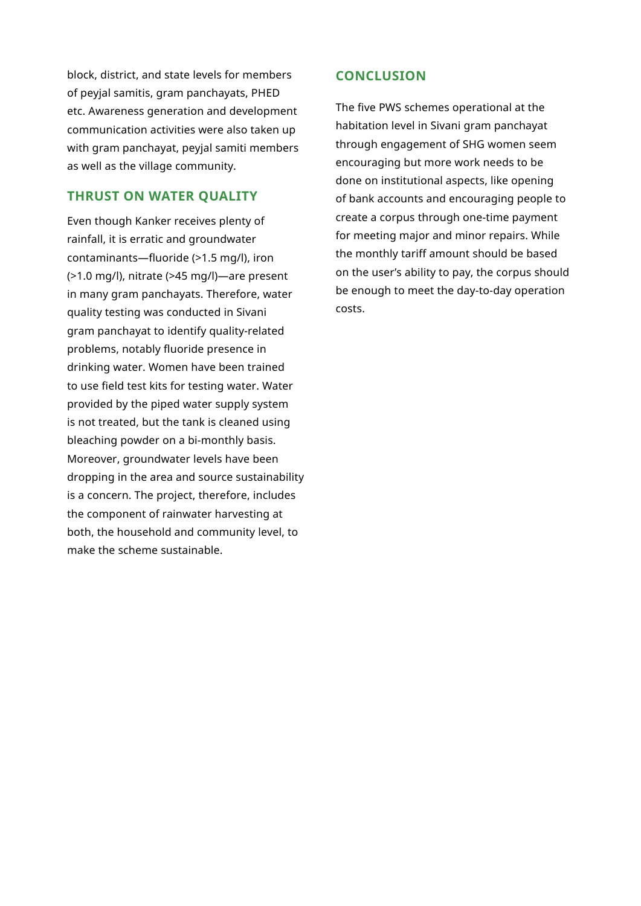block, district, and state levels for members of peyjal samitis, gram panchayats, PHED etc. Awareness generation and development communication activities were also taken up with gram panchayat, peyjal samiti members as well as the village community.

## THRUST ON WATER QUALITY

Even though Kanker receives plenty of rainfall, it is erratic and groundwater contaminants—fluoride (>1.5 mg/l), iron (>1.0 mg/l), nitrate (>45 mg/l)—are present in many gram panchayats. Therefore, water quality testing was conducted in Sivani gram panchayat to identify quality-related problems, notably fluoride presence in drinking water. Women have been trained to use field test kits for testing water. Water provided by the piped water supply system is not treated, but the tank is cleaned using bleaching powder on a bi-monthly basis. Moreover, groundwater levels have been dropping in the area and source sustainability is a concern. The project, therefore, includes the component of rainwater harvesting at both, the household and community level, to make the scheme sustainable.

## CONCLUSION

The five PWS schemes operational at the habitation level in Sivani gram panchayat through engagement of SHG women seem encouraging but more work needs to be done on institutional aspects, like opening of bank accounts and encouraging people to create a corpus through one-time payment for meeting major and minor repairs. While the monthly tariff amount should be based on the user's ability to pay, the corpus should be enough to meet the day-to-day operation costs.